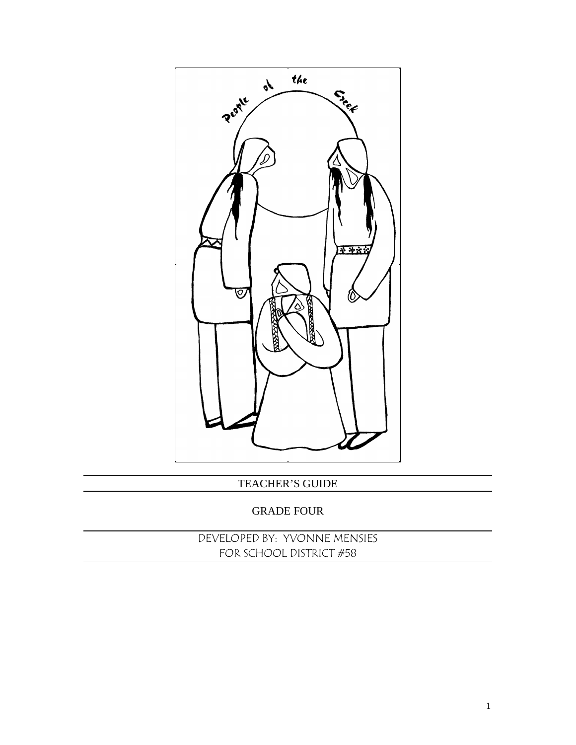People of the Creek

TEACHER'S GUIDE

GRADE FOUR

DEVELOPED BY: YVONNE MENSIES
FOR SCHOOL DISTRICT #58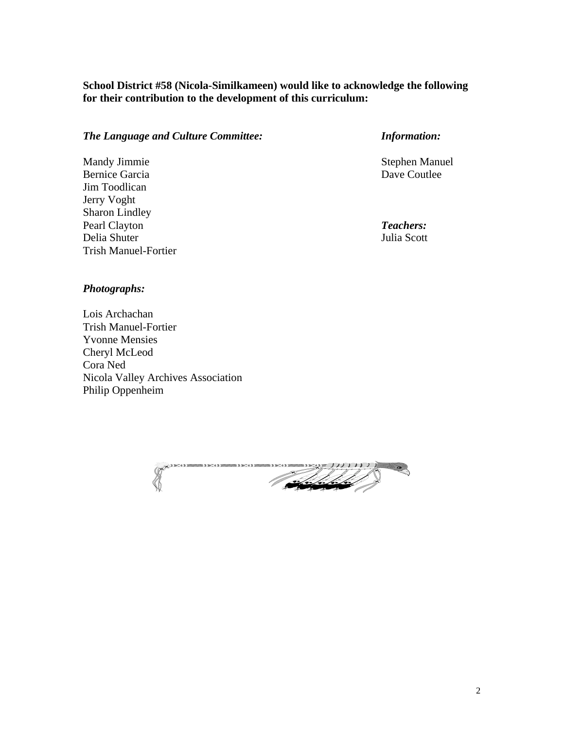**School District #58 (Nicola-Similkameen) would like to acknowledge the following for their contribution to the development of this curriculum:**

***The Language and Culture Committee:***

Mandy Jimmie
Bernice Garcia
Jim Toodlican
Jerry Voght
Sharon Lindley
Pearl Clayton
Delia Shuter
Trish Manuel-Fortier

***Information:***

Stephen Manuel
Dave Coutlee

***Teachers:***
Julia Scott

***Photographs:***

Lois Archachan
Trish Manuel-Fortier
Yvonne Mensies
Cheryl McLeod
Cora Ned
Nicola Valley Archives Association
Philip Oppenheim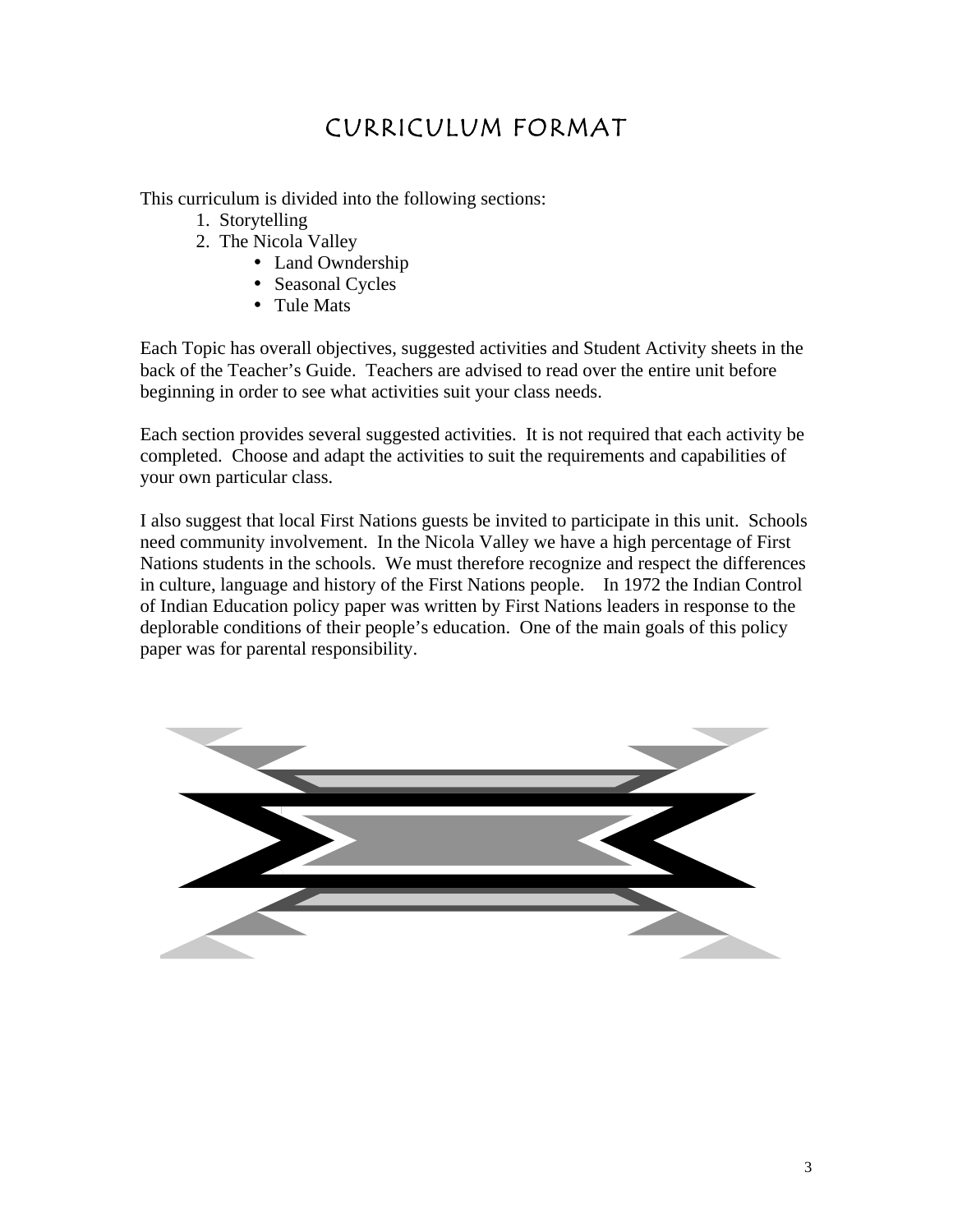# CURRICULUM FORMAT

This curriculum is divided into the following sections:

1. Storytelling
2. The Nicola Valley
    - Land Owndership
    - Seasonal Cycles
    - Tule Mats

Each Topic has overall objectives, suggested activities and Student Activity sheets in the back of the Teacher's Guide. Teachers are advised to read over the entire unit before beginning in order to see what activities suit your class needs.

Each section provides several suggested activities. It is not required that each activity be completed. Choose and adapt the activities to suit the requirements and capabilities of your own particular class.

I also suggest that local First Nations guests be invited to participate in this unit. Schools need community involvement. In the Nicola Valley we have a high percentage of First Nations students in the schools. We must therefore recognize and respect the differences in culture, language and history of the First Nations people. In 1972 the Indian Control of Indian Education policy paper was written by First Nations leaders in response to the deplorable conditions of their people's education. One of the main goals of this policy paper was for parental responsibility.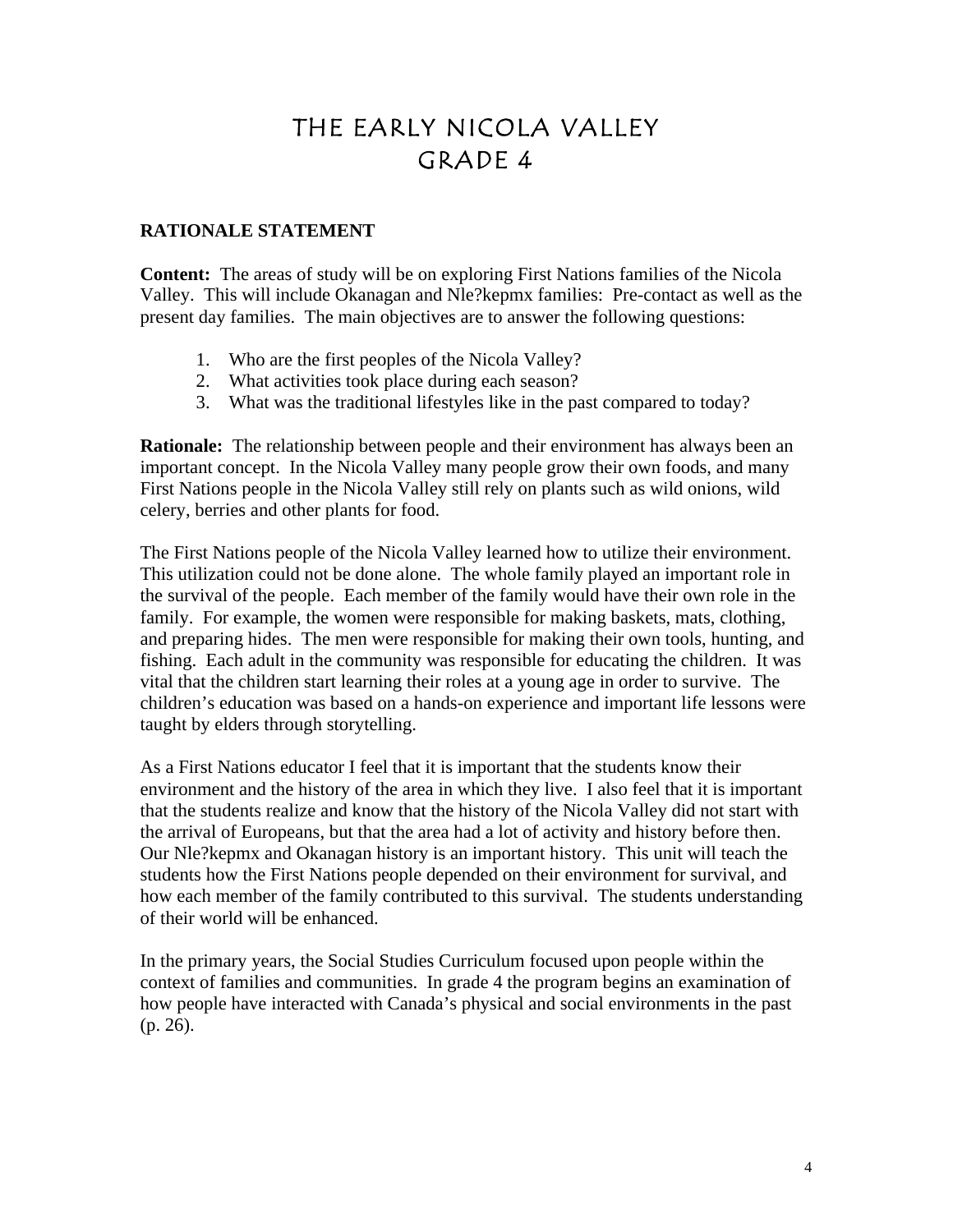# THE EARLY NICOLA VALLEY
# GRADE 4

**RATIONALE STATEMENT**

**Content:** The areas of study will be on exploring First Nations families of the Nicola Valley. This will include Okanagan and Nle?kepmx families: Pre-contact as well as the present day families. The main objectives are to answer the following questions:

1. Who are the first peoples of the Nicola Valley?
2. What activities took place during each season?
3. What was the traditional lifestyles like in the past compared to today?

**Rationale:** The relationship between people and their environment has always been an important concept. In the Nicola Valley many people grow their own foods, and many First Nations people in the Nicola Valley still rely on plants such as wild onions, wild celery, berries and other plants for food.

The First Nations people of the Nicola Valley learned how to utilize their environment. This utilization could not be done alone. The whole family played an important role in the survival of the people. Each member of the family would have their own role in the family. For example, the women were responsible for making baskets, mats, clothing, and preparing hides. The men were responsible for making their own tools, hunting, and fishing. Each adult in the community was responsible for educating the children. It was vital that the children start learning their roles at a young age in order to survive. The children's education was based on a hands-on experience and important life lessons were taught by elders through storytelling.

As a First Nations educator I feel that it is important that the students know their environment and the history of the area in which they live. I also feel that it is important that the students realize and know that the history of the Nicola Valley did not start with the arrival of Europeans, but that the area had a lot of activity and history before then. Our Nle?kepmx and Okanagan history is an important history. This unit will teach the students how the First Nations people depended on their environment for survival, and how each member of the family contributed to this survival. The students understanding of their world will be enhanced.

In the primary years, the Social Studies Curriculum focused upon people within the context of families and communities. In grade 4 the program begins an examination of how people have interacted with Canada's physical and social environments in the past (p. 26).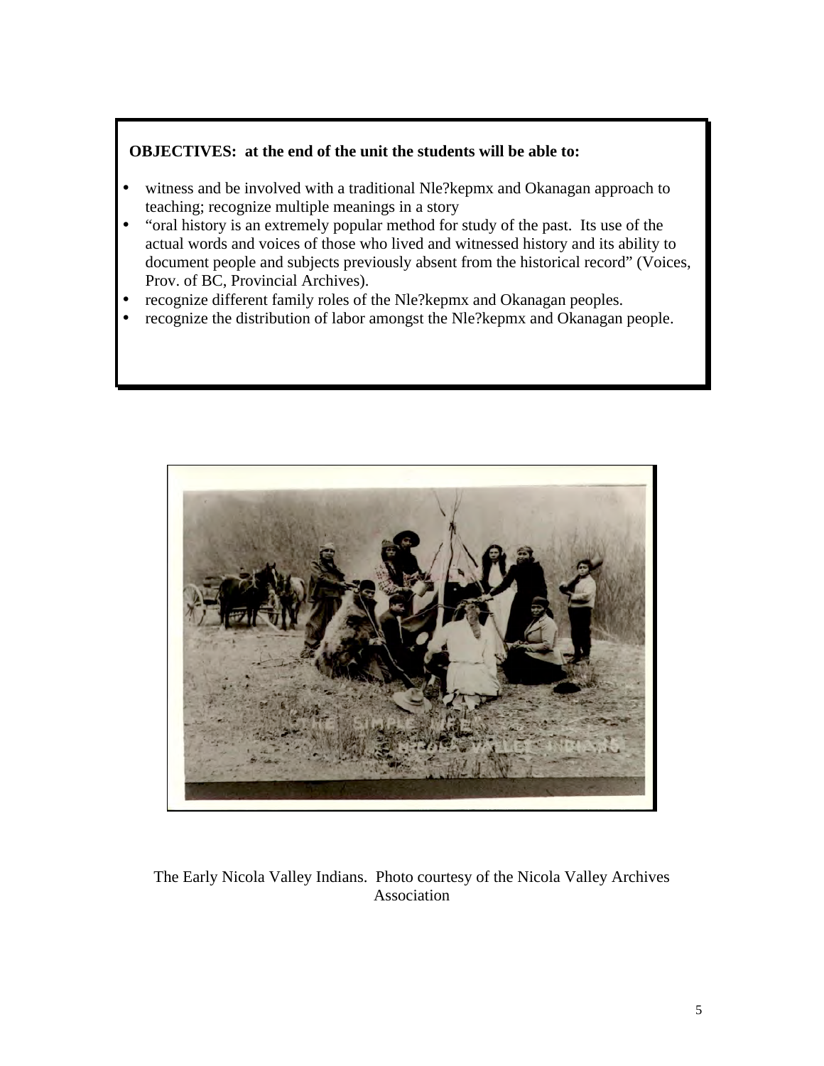**OBJECTIVES: at the end of the unit the students will be able to:**

- witness and be involved with a traditional Nle?kepmx and Okanagan approach to teaching; recognize multiple meanings in a story
- "oral history is an extremely popular method for study of the past. Its use of the actual words and voices of those who lived and witnessed history and its ability to document people and subjects previously absent from the historical record" (Voices, Prov. of BC, Provincial Archives).
- recognize different family roles of the Nle?kepmx and Okanagan peoples.
- recognize the distribution of labor amongst the Nle?kepmx and Okanagan people.

The Early Nicola Valley Indians. Photo courtesy of the Nicola Valley Archives Association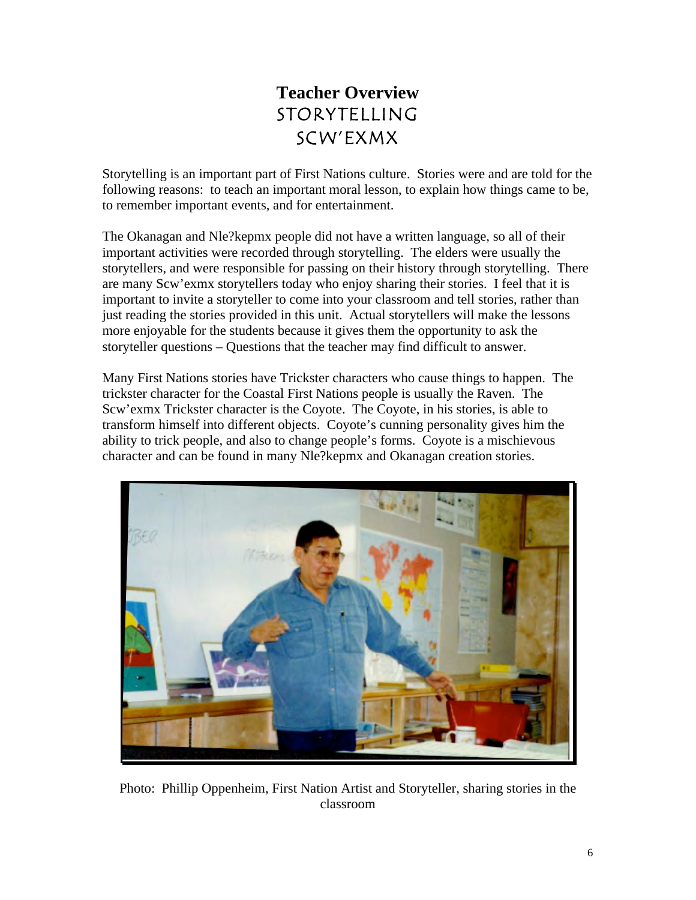# Teacher Overview
## STORYTELLING
## SCW'EXMX

Storytelling is an important part of First Nations culture. Stories were and are told for the following reasons: to teach an important moral lesson, to explain how things came to be, to remember important events, and for entertainment.

The Okanagan and Nle?kepmx people did not have a written language, so all of their important activities were recorded through storytelling. The elders were usually the storytellers, and were responsible for passing on their history through storytelling. There are many Scw'exmx storytellers today who enjoy sharing their stories. I feel that it is important to invite a storyteller to come into your classroom and tell stories, rather than just reading the stories provided in this unit. Actual storytellers will make the lessons more enjoyable for the students because it gives them the opportunity to ask the storyteller questions – Questions that the teacher may find difficult to answer.

Many First Nations stories have Trickster characters who cause things to happen. The trickster character for the Coastal First Nations people is usually the Raven. The Scw'exmx Trickster character is the Coyote. The Coyote, in his stories, is able to transform himself into different objects. Coyote's cunning personality gives him the ability to trick people, and also to change people's forms. Coyote is a mischievous character and can be found in many Nle?kepmx and Okanagan creation stories.

Photo: Phillip Oppenheim, First Nation Artist and Storyteller, sharing stories in the classroom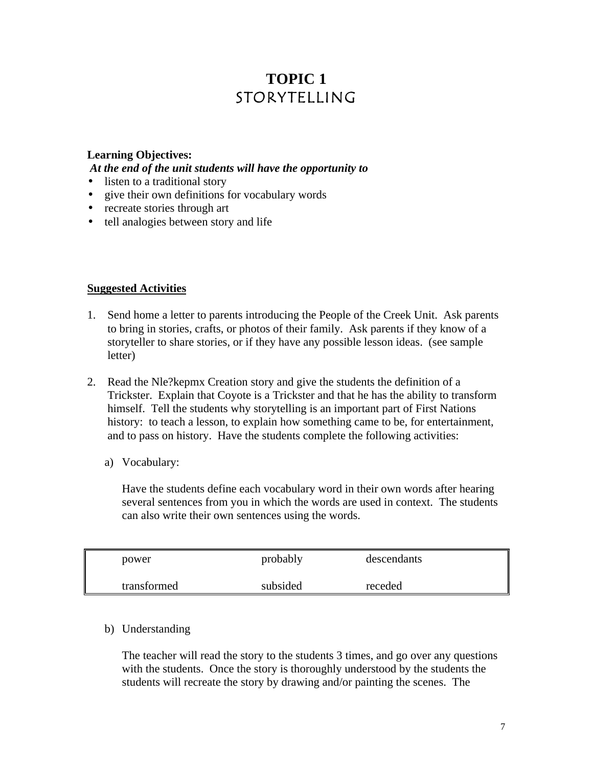# TOPIC 1
## STORYTELLING

**Learning Objectives:**
***At the end of the unit students will have the opportunity to***

- listen to a traditional story
- give their own definitions for vocabulary words
- recreate stories through art
- tell analogies between story and life

**Suggested Activities**

1. Send home a letter to parents introducing the People of the Creek Unit. Ask parents to bring in stories, crafts, or photos of their family. Ask parents if they know of a storyteller to share stories, or if they have any possible lesson ideas. (see sample letter)

2. Read the Nle?kepmx Creation story and give the students the definition of a Trickster. Explain that Coyote is a Trickster and that he has the ability to transform himself. Tell the students why storytelling is an important part of First Nations history: to teach a lesson, to explain how something came to be, for entertainment, and to pass on history. Have the students complete the following activities:

   a) Vocabulary:

   Have the students define each vocabulary word in their own words after hearing several sentences from you in which the words are used in context. The students can also write their own sentences using the words.

| | | |
|---|---|---|
| power | probably | descendants |
| transformed | subsided | receded |

   b) Understanding

   The teacher will read the story to the students 3 times, and go over any questions with the students. Once the story is thoroughly understood by the students the students will recreate the story by drawing and/or painting the scenes. The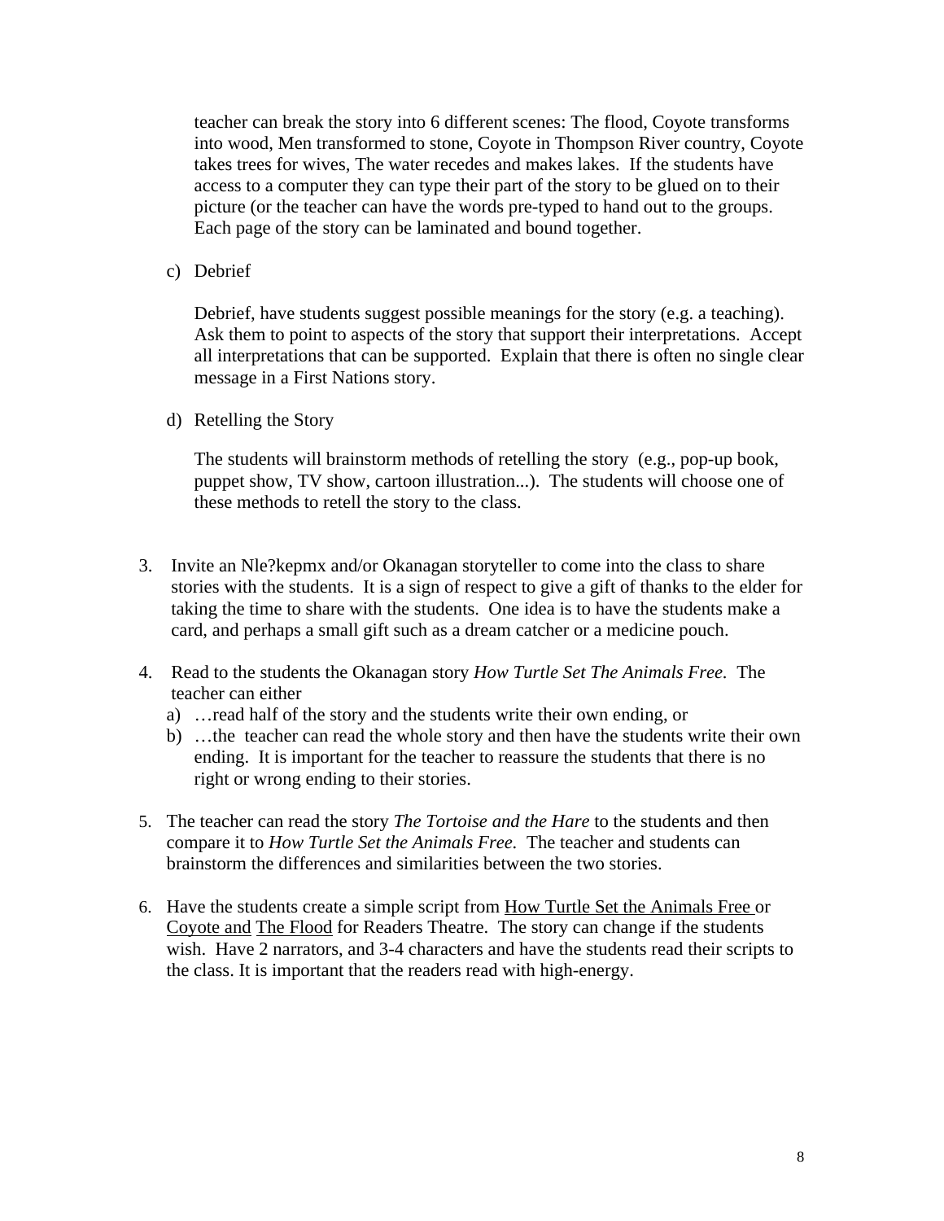teacher can break the story into 6 different scenes: The flood, Coyote transforms into wood, Men transformed to stone, Coyote in Thompson River country, Coyote takes trees for wives, The water recedes and makes lakes. If the students have access to a computer they can type their part of the story to be glued on to their picture (or the teacher can have the words pre-typed to hand out to the groups. Each page of the story can be laminated and bound together.

c) Debrief

Debrief, have students suggest possible meanings for the story (e.g. a teaching). Ask them to point to aspects of the story that support their interpretations. Accept all interpretations that can be supported. Explain that there is often no single clear message in a First Nations story.

d) Retelling the Story

The students will brainstorm methods of retelling the story (e.g., pop-up book, puppet show, TV show, cartoon illustration...). The students will choose one of these methods to retell the story to the class.

3. Invite an Nle?kepmx and/or Okanagan storyteller to come into the class to share stories with the students. It is a sign of respect to give a gift of thanks to the elder for taking the time to share with the students. One idea is to have the students make a card, and perhaps a small gift such as a dream catcher or a medicine pouch.

4. Read to the students the Okanagan story *How Turtle Set The Animals Free.* The teacher can either
   a) …read half of the story and the students write their own ending, or
   b) …the teacher can read the whole story and then have the students write their own ending. It is important for the teacher to reassure the students that there is no right or wrong ending to their stories.

5. The teacher can read the story *The Tortoise and the Hare* to the students and then compare it to *How Turtle Set the Animals Free.* The teacher and students can brainstorm the differences and similarities between the two stories.

6. Have the students create a simple script from How Turtle Set the Animals Free or Coyote and The Flood for Readers Theatre. The story can change if the students wish. Have 2 narrators, and 3-4 characters and have the students read their scripts to the class. It is important that the readers read with high-energy.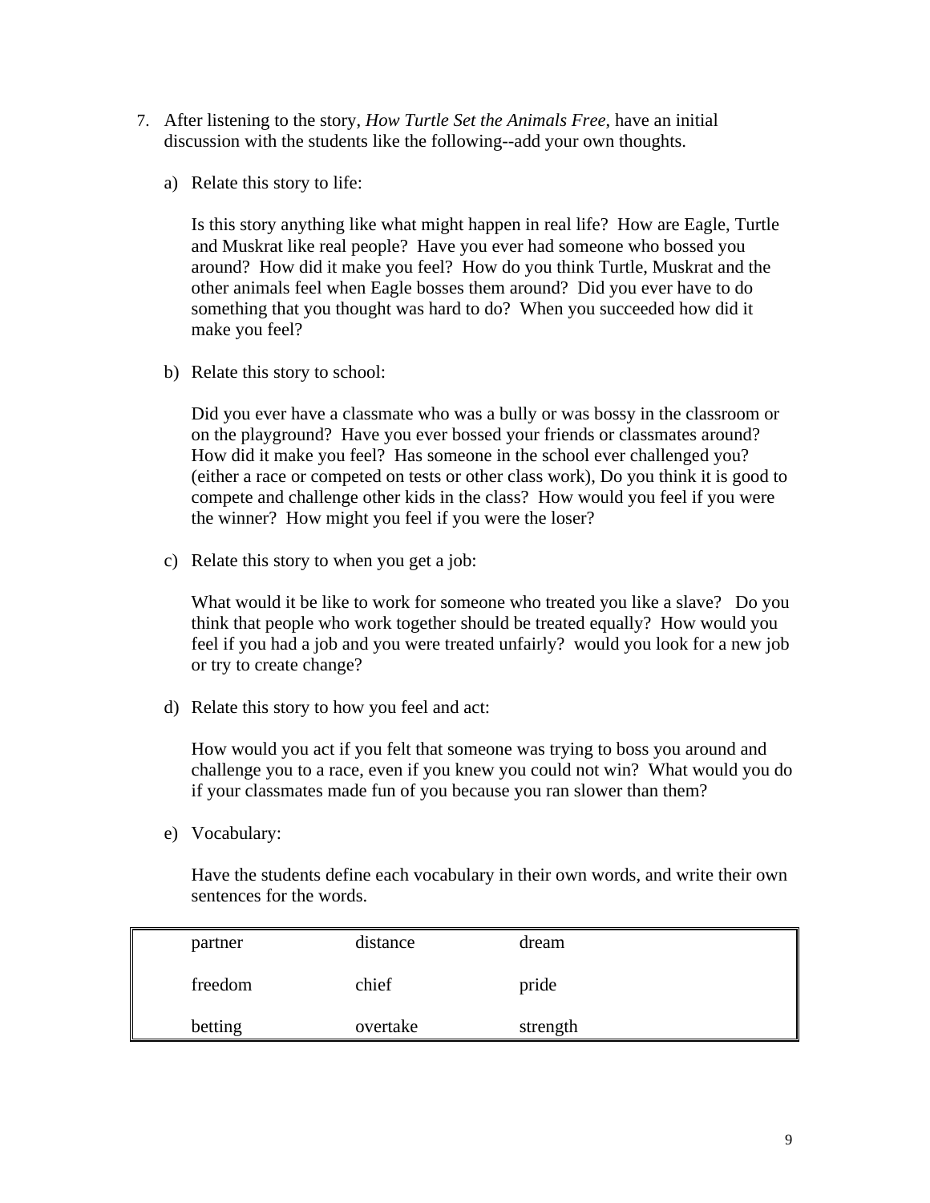7. After listening to the story, *How Turtle Set the Animals Free*, have an initial discussion with the students like the following--add your own thoughts.

   a) Relate this story to life:

      Is this story anything like what might happen in real life? How are Eagle, Turtle and Muskrat like real people? Have you ever had someone who bossed you around? How did it make you feel? How do you think Turtle, Muskrat and the other animals feel when Eagle bosses them around? Did you ever have to do something that you thought was hard to do? When you succeeded how did it make you feel?

   b) Relate this story to school:

      Did you ever have a classmate who was a bully or was bossy in the classroom or on the playground? Have you ever bossed your friends or classmates around? How did it make you feel? Has someone in the school ever challenged you? (either a race or competed on tests or other class work), Do you think it is good to compete and challenge other kids in the class? How would you feel if you were the winner? How might you feel if you were the loser?

   c) Relate this story to when you get a job:

      What would it be like to work for someone who treated you like a slave? Do you think that people who work together should be treated equally? How would you feel if you had a job and you were treated unfairly? would you look for a new job or try to create change?

   d) Relate this story to how you feel and act:

      How would you act if you felt that someone was trying to boss you around and challenge you to a race, even if you knew you could not win? What would you do if your classmates made fun of you because you ran slower than them?

   e) Vocabulary:

      Have the students define each vocabulary in their own words, and write their own sentences for the words.

| | | |
|---|---|---|
| partner | distance | dream |
| freedom | chief | pride |
| betting | overtake | strength |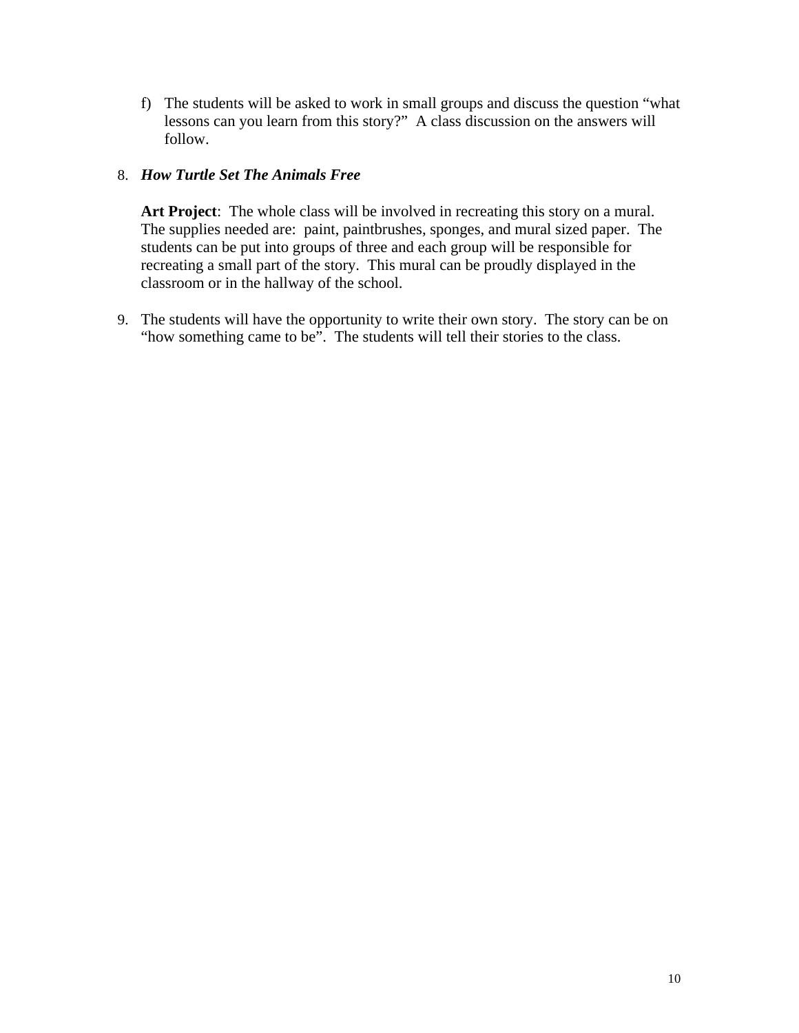f) The students will be asked to work in small groups and discuss the question "what lessons can you learn from this story?" A class discussion on the answers will follow.

8. ***How Turtle Set The Animals Free***

   **Art Project**: The whole class will be involved in recreating this story on a mural. The supplies needed are: paint, paintbrushes, sponges, and mural sized paper. The students can be put into groups of three and each group will be responsible for recreating a small part of the story. This mural can be proudly displayed in the classroom or in the hallway of the school.

9. The students will have the opportunity to write their own story. The story can be on "how something came to be". The students will tell their stories to the class.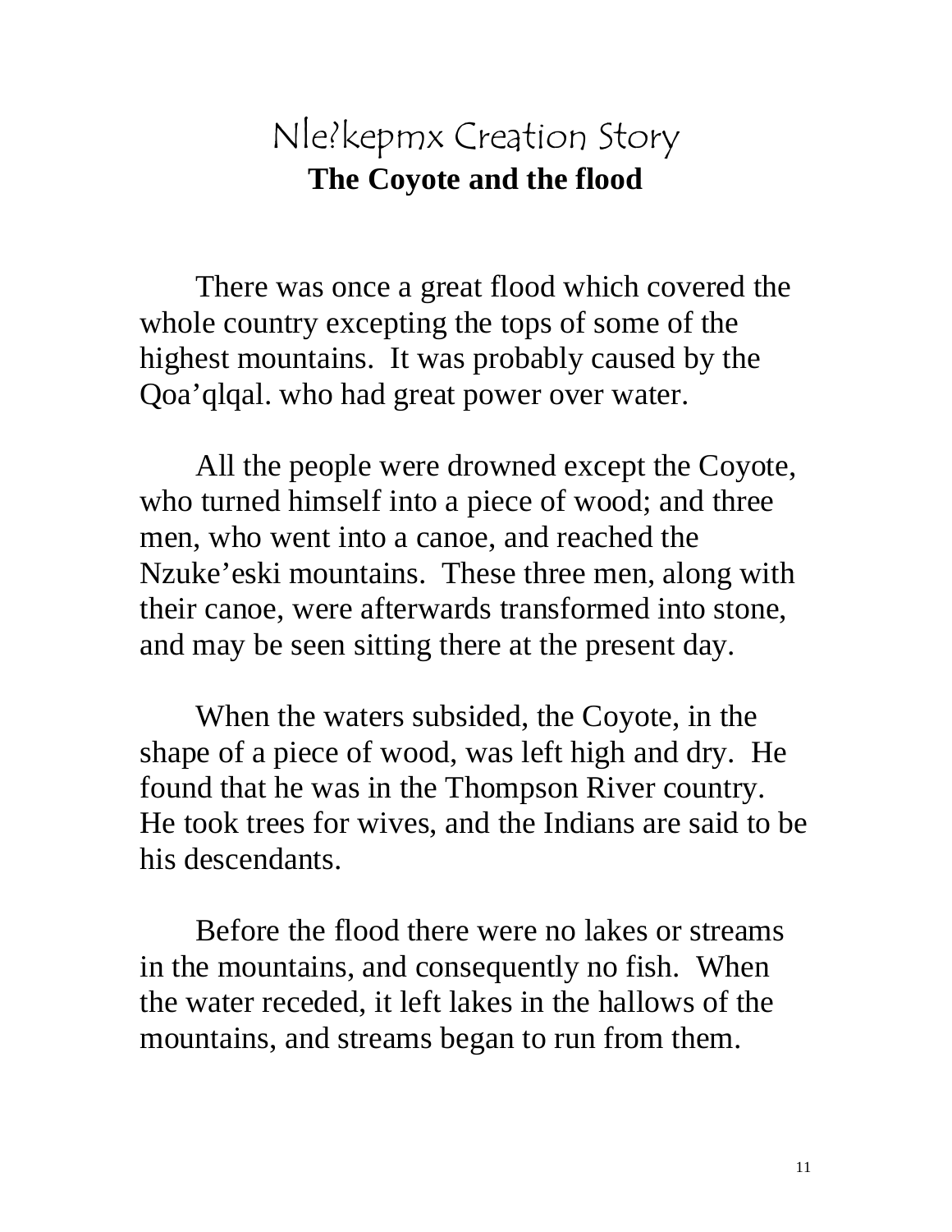# Nle?kepmx Creation Story

## The Coyote and the flood

There was once a great flood which covered the whole country excepting the tops of some of the highest mountains. It was probably caused by the Qoa'qlqal. who had great power over water.

All the people were drowned except the Coyote, who turned himself into a piece of wood; and three men, who went into a canoe, and reached the Nzuke'eski mountains. These three men, along with their canoe, were afterwards transformed into stone, and may be seen sitting there at the present day.

When the waters subsided, the Coyote, in the shape of a piece of wood, was left high and dry. He found that he was in the Thompson River country. He took trees for wives, and the Indians are said to be his descendants.

Before the flood there were no lakes or streams in the mountains, and consequently no fish. When the water receded, it left lakes in the hallows of the mountains, and streams began to run from them.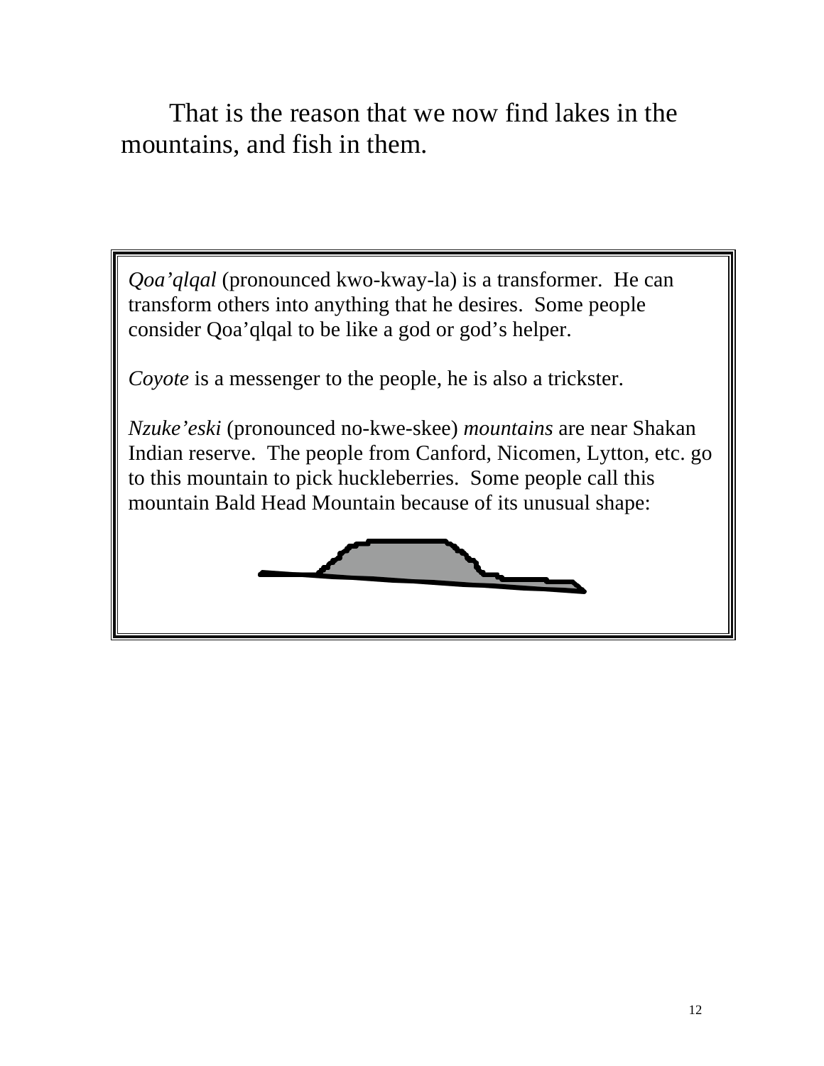That is the reason that we now find lakes in the mountains, and fish in them.

*Qoa'qlqal* (pronounced kwo-kway-la) is a transformer. He can transform others into anything that he desires. Some people consider Qoa'qlqal to be like a god or god's helper.

*Coyote* is a messenger to the people, he is also a trickster.

*Nzuke'eski* (pronounced no-kwe-skee) *mountains* are near Shakan Indian reserve. The people from Canford, Nicomen, Lytton, etc. go to this mountain to pick huckleberries. Some people call this mountain Bald Head Mountain because of its unusual shape: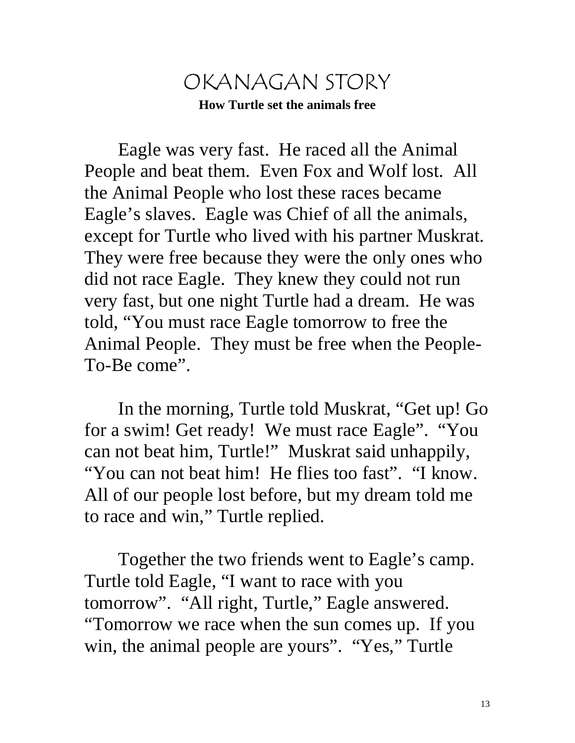# OKANAGAN STORY

**How Turtle set the animals free**

Eagle was very fast. He raced all the Animal People and beat them. Even Fox and Wolf lost. All the Animal People who lost these races became Eagle's slaves. Eagle was Chief of all the animals, except for Turtle who lived with his partner Muskrat. They were free because they were the only ones who did not race Eagle. They knew they could not run very fast, but one night Turtle had a dream. He was told, "You must race Eagle tomorrow to free the Animal People. They must be free when the People-To-Be come".

In the morning, Turtle told Muskrat, "Get up! Go for a swim! Get ready! We must race Eagle". "You can not beat him, Turtle!" Muskrat said unhappily, "You can not beat him! He flies too fast". "I know. All of our people lost before, but my dream told me to race and win," Turtle replied.

Together the two friends went to Eagle's camp. Turtle told Eagle, "I want to race with you tomorrow". "All right, Turtle," Eagle answered. "Tomorrow we race when the sun comes up. If you win, the animal people are yours". "Yes," Turtle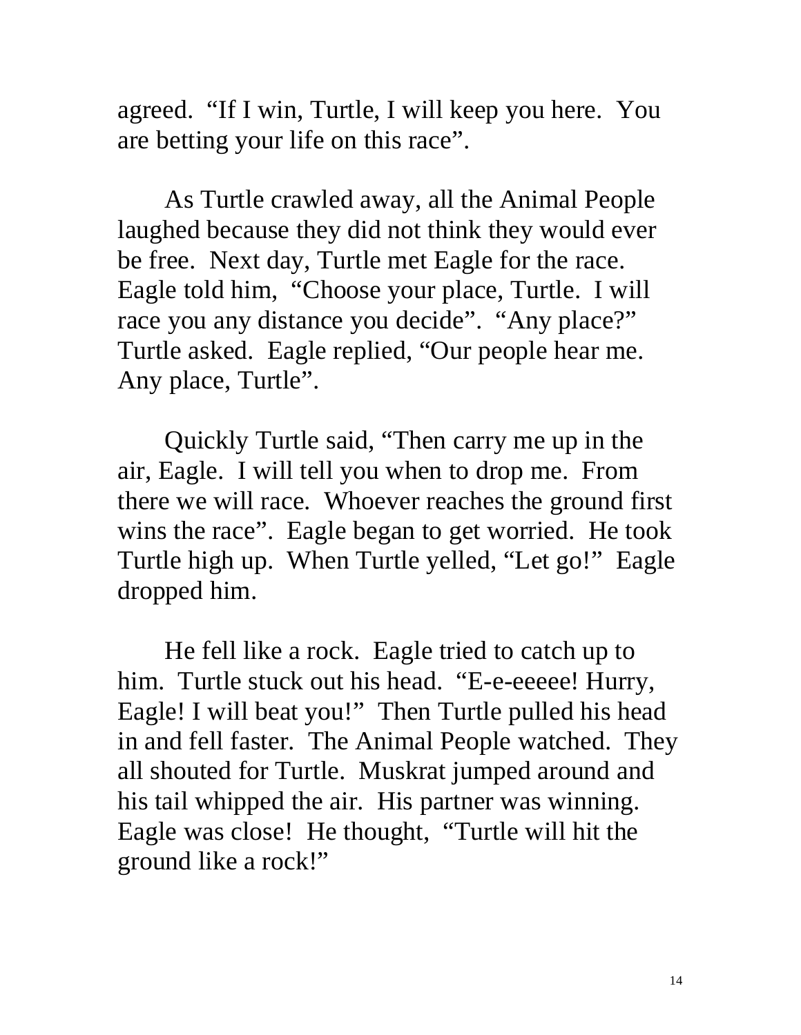agreed. “If I win, Turtle, I will keep you here. You are betting your life on this race”.

As Turtle crawled away, all the Animal People laughed because they did not think they would ever be free. Next day, Turtle met Eagle for the race. Eagle told him, “Choose your place, Turtle. I will race you any distance you decide”. “Any place?” Turtle asked. Eagle replied, “Our people hear me. Any place, Turtle”.

Quickly Turtle said, “Then carry me up in the air, Eagle. I will tell you when to drop me. From there we will race. Whoever reaches the ground first wins the race”. Eagle began to get worried. He took Turtle high up. When Turtle yelled, “Let go!” Eagle dropped him.

He fell like a rock. Eagle tried to catch up to him. Turtle stuck out his head. “E-e-eeeee! Hurry, Eagle! I will beat you!” Then Turtle pulled his head in and fell faster. The Animal People watched. They all shouted for Turtle. Muskrat jumped around and his tail whipped the air. His partner was winning. Eagle was close! He thought, “Turtle will hit the ground like a rock!”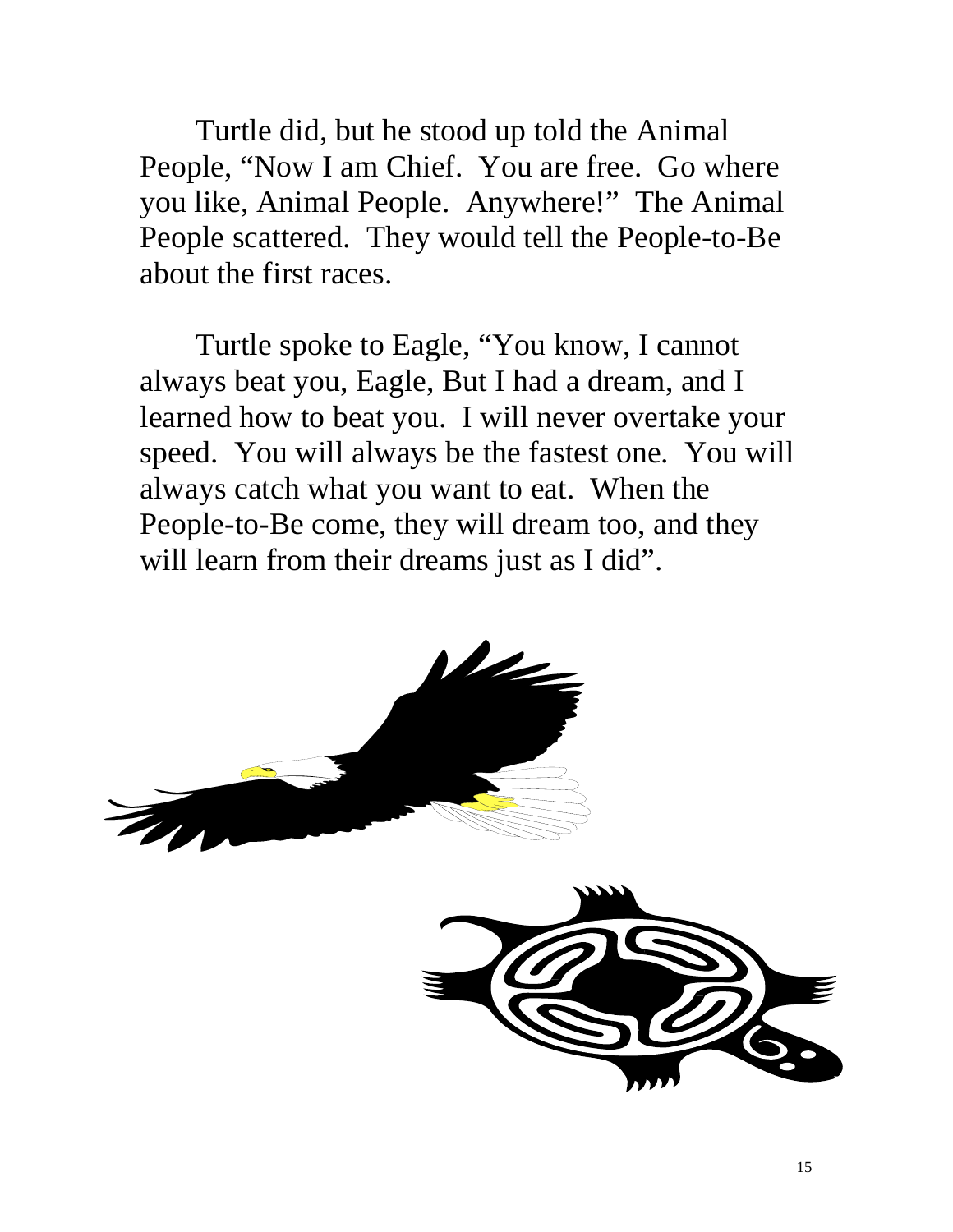Turtle did, but he stood up told the Animal People, “Now I am Chief. You are free. Go where you like, Animal People. Anywhere!” The Animal People scattered. They would tell the People-to-Be about the first races.

Turtle spoke to Eagle, “You know, I cannot always beat you, Eagle, But I had a dream, and I learned how to beat you. I will never overtake your speed. You will always be the fastest one. You will always catch what you want to eat. When the People-to-Be come, they will dream too, and they will learn from their dreams just as I did”.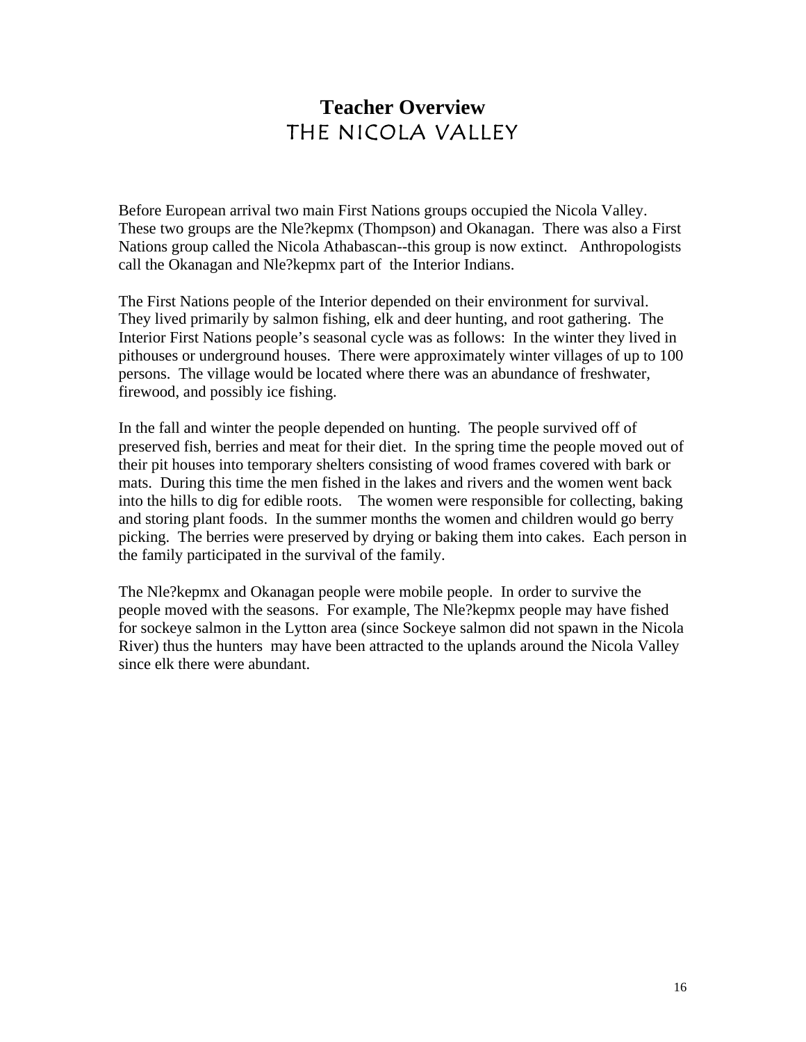# Teacher Overview

## THE NICOLA VALLEY

Before European arrival two main First Nations groups occupied the Nicola Valley. These two groups are the Nle?kepmx (Thompson) and Okanagan. There was also a First Nations group called the Nicola Athabascan--this group is now extinct. Anthropologists call the Okanagan and Nle?kepmx part of the Interior Indians.

The First Nations people of the Interior depended on their environment for survival. They lived primarily by salmon fishing, elk and deer hunting, and root gathering. The Interior First Nations people's seasonal cycle was as follows: In the winter they lived in pithouses or underground houses. There were approximately winter villages of up to 100 persons. The village would be located where there was an abundance of freshwater, firewood, and possibly ice fishing.

In the fall and winter the people depended on hunting. The people survived off of preserved fish, berries and meat for their diet. In the spring time the people moved out of their pit houses into temporary shelters consisting of wood frames covered with bark or mats. During this time the men fished in the lakes and rivers and the women went back into the hills to dig for edible roots. The women were responsible for collecting, baking and storing plant foods. In the summer months the women and children would go berry picking. The berries were preserved by drying or baking them into cakes. Each person in the family participated in the survival of the family.

The Nle?kepmx and Okanagan people were mobile people. In order to survive the people moved with the seasons. For example, The Nle?kepmx people may have fished for sockeye salmon in the Lytton area (since Sockeye salmon did not spawn in the Nicola River) thus the hunters may have been attracted to the uplands around the Nicola Valley since elk there were abundant.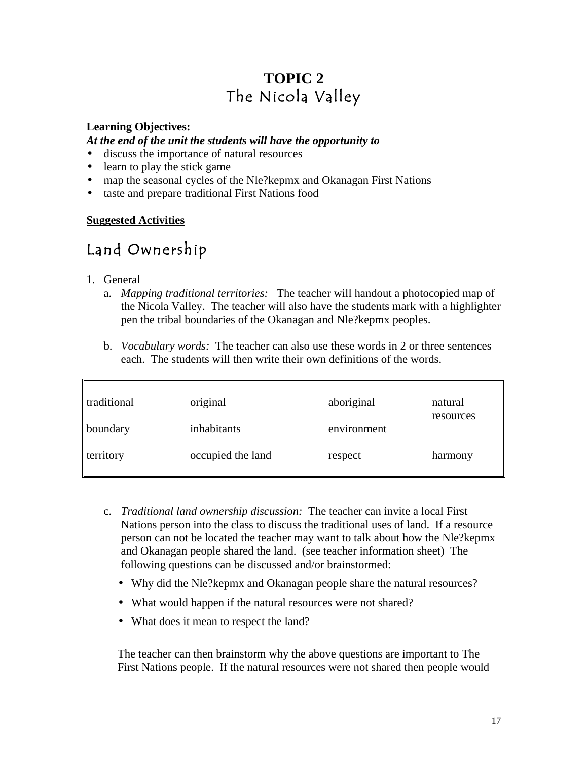# TOPIC 2
## The Nicola Valley

**Learning Objectives:**
***At the end of the unit the students will have the opportunity to***

- discuss the importance of natural resources
- learn to play the stick game
- map the seasonal cycles of the Nle?kepmx and Okanagan First Nations
- taste and prepare traditional First Nations food

**Suggested Activities**

## Land Ownership

1. General
   a. *Mapping traditional territories:* The teacher will handout a photocopied map of the Nicola Valley. The teacher will also have the students mark with a highlighter pen the tribal boundaries of the Okanagan and Nle?kepmx peoples.

   b. *Vocabulary words:* The teacher can also use these words in 2 or three sentences each. The students will then write their own definitions of the words.

| | | | |
|---|---|---|---|
| traditional | original | aboriginal | natural resources |
| boundary | inhabitants | environment | |
| territory | occupied the land | respect | harmony |

   c. *Traditional land ownership discussion:* The teacher can invite a local First Nations person into the class to discuss the traditional uses of land. If a resource person can not be located the teacher may want to talk about how the Nle?kepmx and Okanagan people shared the land. (see teacher information sheet) The following questions can be discussed and/or brainstormed:

   - Why did the Nle?kepmx and Okanagan people share the natural resources?
   - What would happen if the natural resources were not shared?
   - What does it mean to respect the land?

   The teacher can then brainstorm why the above questions are important to The First Nations people. If the natural resources were not shared then people would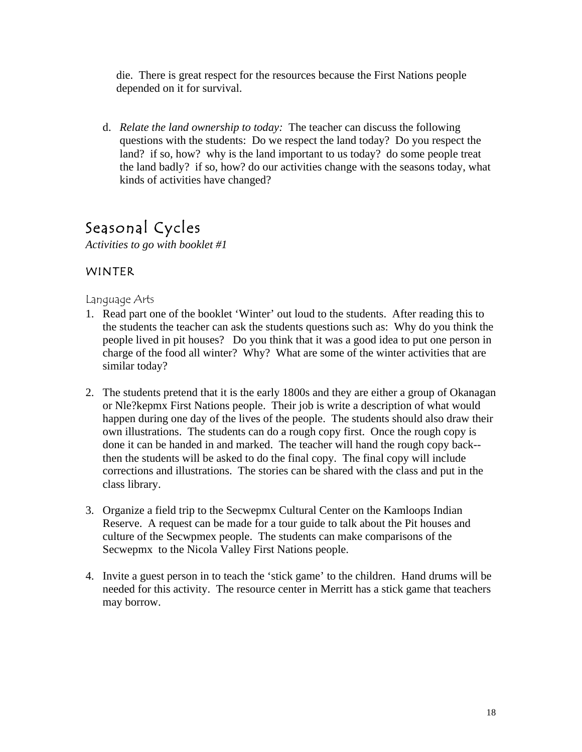die. There is great respect for the resources because the First Nations people depended on it for survival.

d. *Relate the land ownership to today:* The teacher can discuss the following questions with the students: Do we respect the land today? Do you respect the land? if so, how? why is the land important to us today? do some people treat the land badly? if so, how? do our activities change with the seasons today, what kinds of activities have changed?

# Seasonal Cycles

*Activities to go with booklet #1*

## WINTER

### Language Arts

1. Read part one of the booklet 'Winter' out loud to the students. After reading this to the students the teacher can ask the students questions such as: Why do you think the people lived in pit houses? Do you think that it was a good idea to put one person in charge of the food all winter? Why? What are some of the winter activities that are similar today?

2. The students pretend that it is the early 1800s and they are either a group of Okanagan or Nle?kepmx First Nations people. Their job is write a description of what would happen during one day of the lives of the people. The students should also draw their own illustrations. The students can do a rough copy first. Once the rough copy is done it can be handed in and marked. The teacher will hand the rough copy back--then the students will be asked to do the final copy. The final copy will include corrections and illustrations. The stories can be shared with the class and put in the class library.

3. Organize a field trip to the Secwepmx Cultural Center on the Kamloops Indian Reserve. A request can be made for a tour guide to talk about the Pit houses and culture of the Secwpmex people. The students can make comparisons of the Secwepmx to the Nicola Valley First Nations people.

4. Invite a guest person in to teach the 'stick game' to the children. Hand drums will be needed for this activity. The resource center in Merritt has a stick game that teachers may borrow.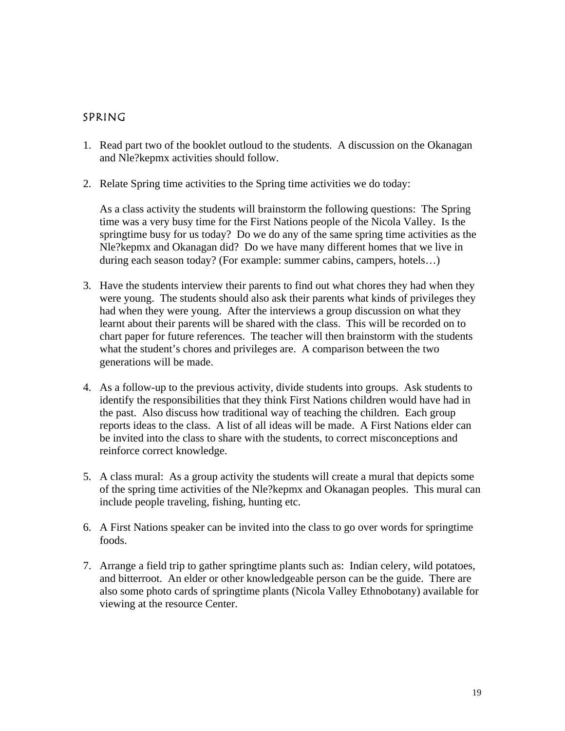## SPRING

1. Read part two of the booklet outloud to the students. A discussion on the Okanagan and Nle?kepmx activities should follow.

2. Relate Spring time activities to the Spring time activities we do today:

   As a class activity the students will brainstorm the following questions: The Spring time was a very busy time for the First Nations people of the Nicola Valley. Is the springtime busy for us today? Do we do any of the same spring time activities as the Nle?kepmx and Okanagan did? Do we have many different homes that we live in during each season today? (For example: summer cabins, campers, hotels…)

3. Have the students interview their parents to find out what chores they had when they were young. The students should also ask their parents what kinds of privileges they had when they were young. After the interviews a group discussion on what they learnt about their parents will be shared with the class. This will be recorded on to chart paper for future references. The teacher will then brainstorm with the students what the student's chores and privileges are. A comparison between the two generations will be made.

4. As a follow-up to the previous activity, divide students into groups. Ask students to identify the responsibilities that they think First Nations children would have had in the past. Also discuss how traditional way of teaching the children. Each group reports ideas to the class. A list of all ideas will be made. A First Nations elder can be invited into the class to share with the students, to correct misconceptions and reinforce correct knowledge.

5. A class mural: As a group activity the students will create a mural that depicts some of the spring time activities of the Nle?kepmx and Okanagan peoples. This mural can include people traveling, fishing, hunting etc.

6. A First Nations speaker can be invited into the class to go over words for springtime foods.

7. Arrange a field trip to gather springtime plants such as: Indian celery, wild potatoes, and bitterroot. An elder or other knowledgeable person can be the guide. There are also some photo cards of springtime plants (Nicola Valley Ethnobotany) available for viewing at the resource Center.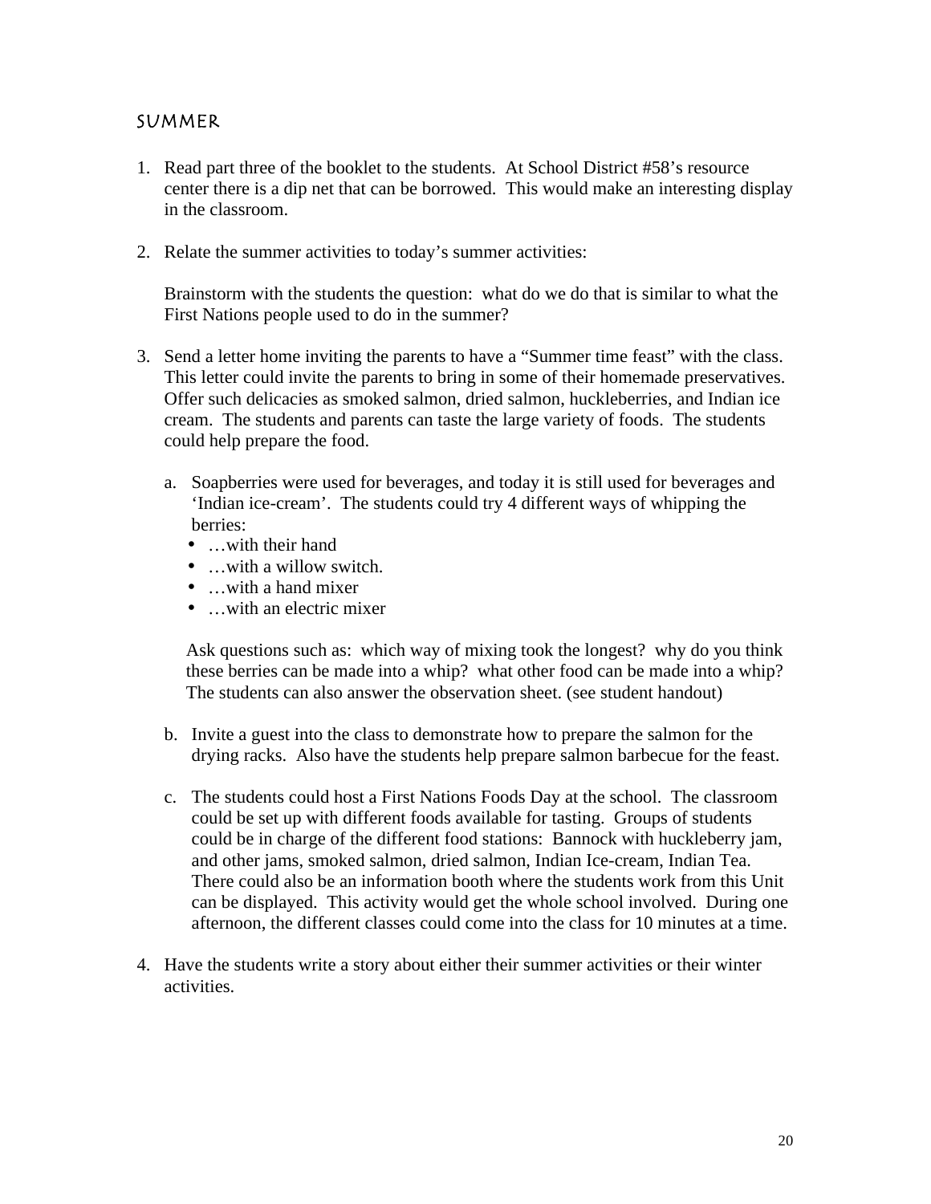## SUMMER

1. Read part three of the booklet to the students. At School District #58's resource center there is a dip net that can be borrowed. This would make an interesting display in the classroom.

2. Relate the summer activities to today's summer activities:

   Brainstorm with the students the question: what do we do that is similar to what the First Nations people used to do in the summer?

3. Send a letter home inviting the parents to have a "Summer time feast" with the class. This letter could invite the parents to bring in some of their homemade preservatives. Offer such delicacies as smoked salmon, dried salmon, huckleberries, and Indian ice cream. The students and parents can taste the large variety of foods. The students could help prepare the food.

   a. Soapberries were used for beverages, and today it is still used for beverages and 'Indian ice-cream'. The students could try 4 different ways of whipping the berries:
      - …with their hand
      - …with a willow switch.
      - …with a hand mixer
      - …with an electric mixer

      Ask questions such as: which way of mixing took the longest? why do you think these berries can be made into a whip? what other food can be made into a whip? The students can also answer the observation sheet. (see student handout)

   b. Invite a guest into the class to demonstrate how to prepare the salmon for the drying racks. Also have the students help prepare salmon barbecue for the feast.

   c. The students could host a First Nations Foods Day at the school. The classroom could be set up with different foods available for tasting. Groups of students could be in charge of the different food stations: Bannock with huckleberry jam, and other jams, smoked salmon, dried salmon, Indian Ice-cream, Indian Tea. There could also be an information booth where the students work from this Unit can be displayed. This activity would get the whole school involved. During one afternoon, the different classes could come into the class for 10 minutes at a time.

4. Have the students write a story about either their summer activities or their winter activities.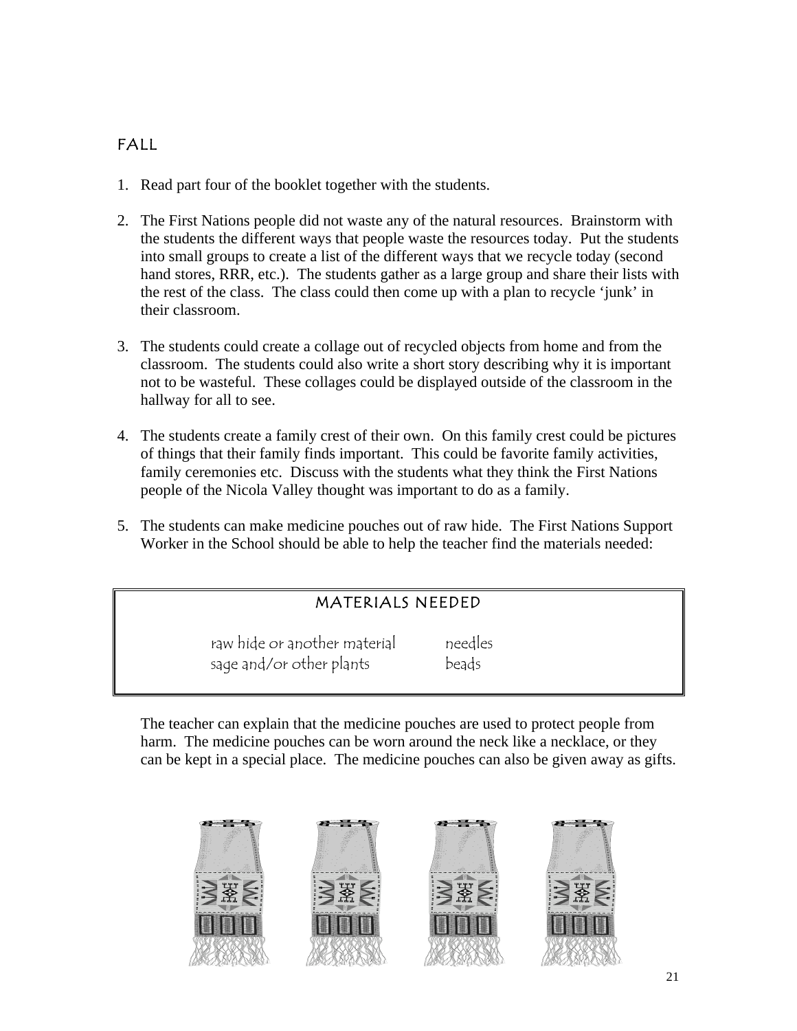## FALL

1. Read part four of the booklet together with the students.

2. The First Nations people did not waste any of the natural resources. Brainstorm with the students the different ways that people waste the resources today. Put the students into small groups to create a list of the different ways that we recycle today (second hand stores, RRR, etc.). The students gather as a large group and share their lists with the rest of the class. The class could then come up with a plan to recycle 'junk' in their classroom.

3. The students could create a collage out of recycled objects from home and from the classroom. The students could also write a short story describing why it is important not to be wasteful. These collages could be displayed outside of the classroom in the hallway for all to see.

4. The students create a family crest of their own. On this family crest could be pictures of things that their family finds important. This could be favorite family activities, family ceremonies etc. Discuss with the students what they think the First Nations people of the Nicola Valley thought was important to do as a family.

5. The students can make medicine pouches out of raw hide. The First Nations Support Worker in the School should be able to help the teacher find the materials needed:

### MATERIALS NEEDED

| | |
|---|---|
| raw hide or another material | needles |
| sage and/or other plants | beads |

The teacher can explain that the medicine pouches are used to protect people from harm. The medicine pouches can be worn around the neck like a necklace, or they can be kept in a special place. The medicine pouches can also be given away as gifts.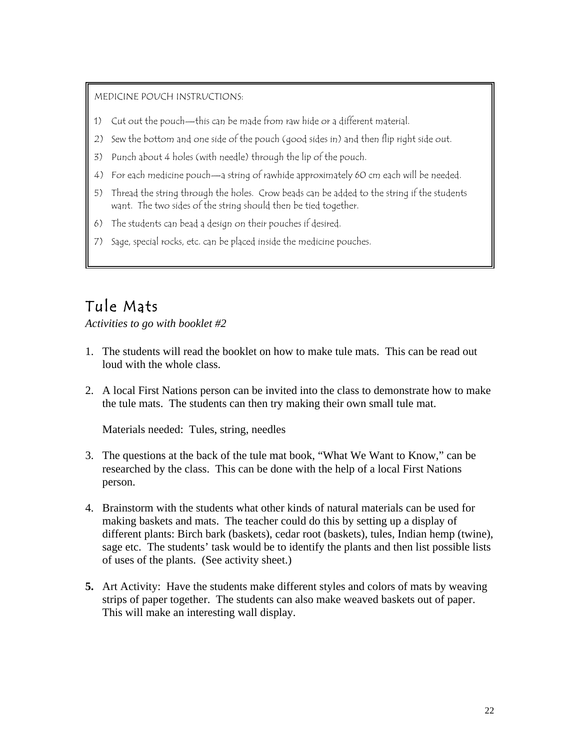MEDICINE POUCH INSTRUCTIONS:

1) Cut out the pouch—this can be made from raw hide or a different material.
2) Sew the bottom and one side of the pouch (good sides in) and then flip right side out.
3) Punch about 4 holes (with needle) through the lip of the pouch.
4) For each medicine pouch—a string of rawhide approximately 60 cm each will be needed.
5) Thread the string through the holes. Crow beads can be added to the string if the students want. The two sides of the string should then be tied together.
6) The students can bead a design on their pouches if desired.
7) Sage, special rocks, etc. can be placed inside the medicine pouches.

## Tule Mats

*Activities to go with booklet #2*

1. The students will read the booklet on how to make tule mats. This can be read out loud with the whole class.

2. A local First Nations person can be invited into the class to demonstrate how to make the tule mats. The students can then try making their own small tule mat.

   Materials needed: Tules, string, needles

3. The questions at the back of the tule mat book, "What We Want to Know," can be researched by the class. This can be done with the help of a local First Nations person.

4. Brainstorm with the students what other kinds of natural materials can be used for making baskets and mats. The teacher could do this by setting up a display of different plants: Birch bark (baskets), cedar root (baskets), tules, Indian hemp (twine), sage etc. The students' task would be to identify the plants and then list possible lists of uses of the plants. (See activity sheet.)

5. Art Activity: Have the students make different styles and colors of mats by weaving strips of paper together. The students can also make weaved baskets out of paper. This will make an interesting wall display.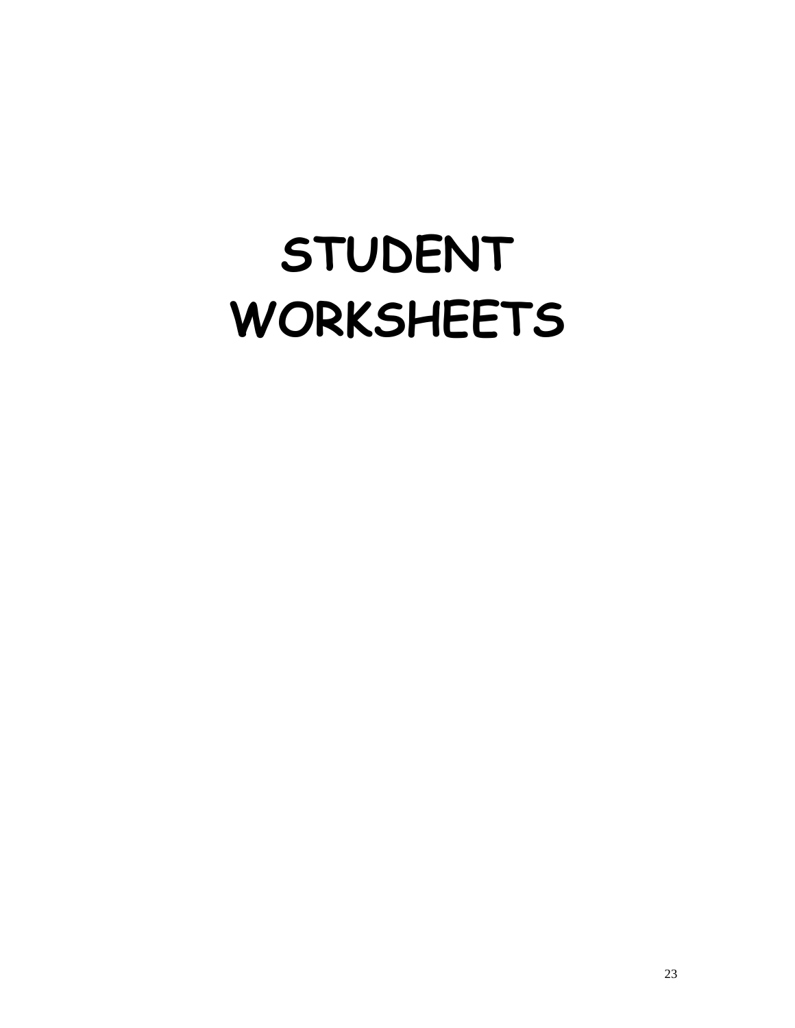# STUDENT WORKSHEETS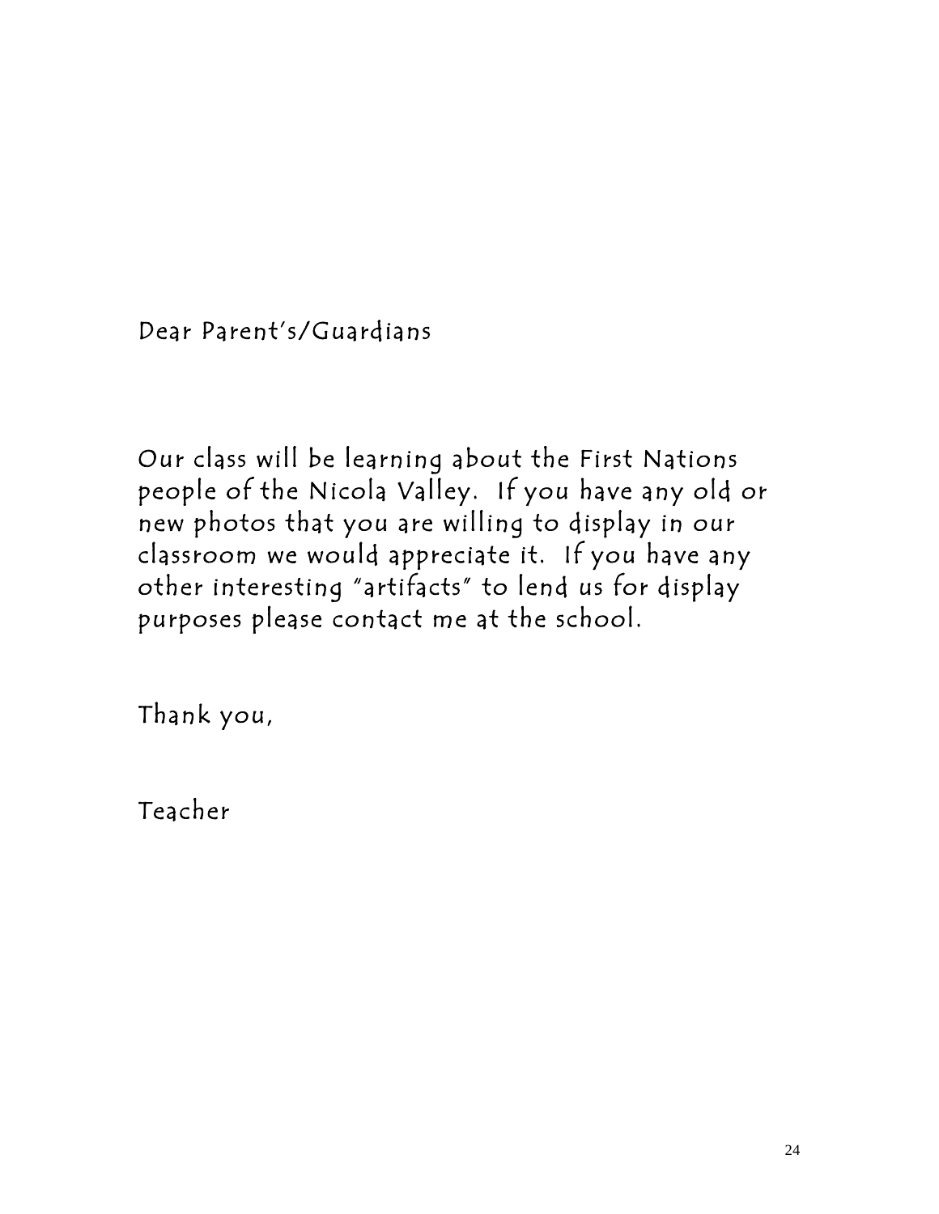Dear Parent's/Guardians

Our class will be learning about the First Nations people of the Nicola Valley. If you have any old or new photos that you are willing to display in our classroom we would appreciate it. If you have any other interesting "artifacts" to lend us for display purposes please contact me at the school.

Thank you,

Teacher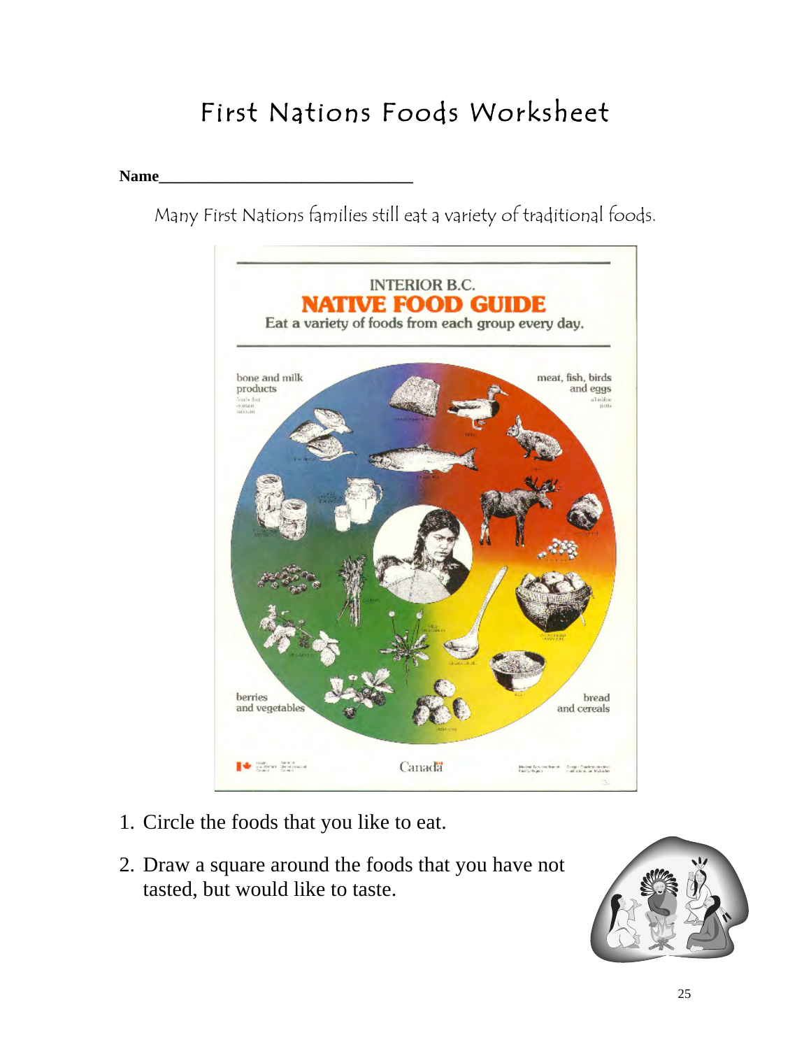# First Nations Foods Worksheet

**Name**________________________________

Many First Nations families still eat a variety of traditional foods.

INTERIOR B.C.

**NATIVE FOOD GUIDE**

Eat a variety of foods from each group every day.

bone and milk products

meat, fish, birds and eggs

berries and vegetables

bread and cereals

Canada

1. Circle the foods that you like to eat.
2. Draw a square around the foods that you have not tasted, but would like to taste.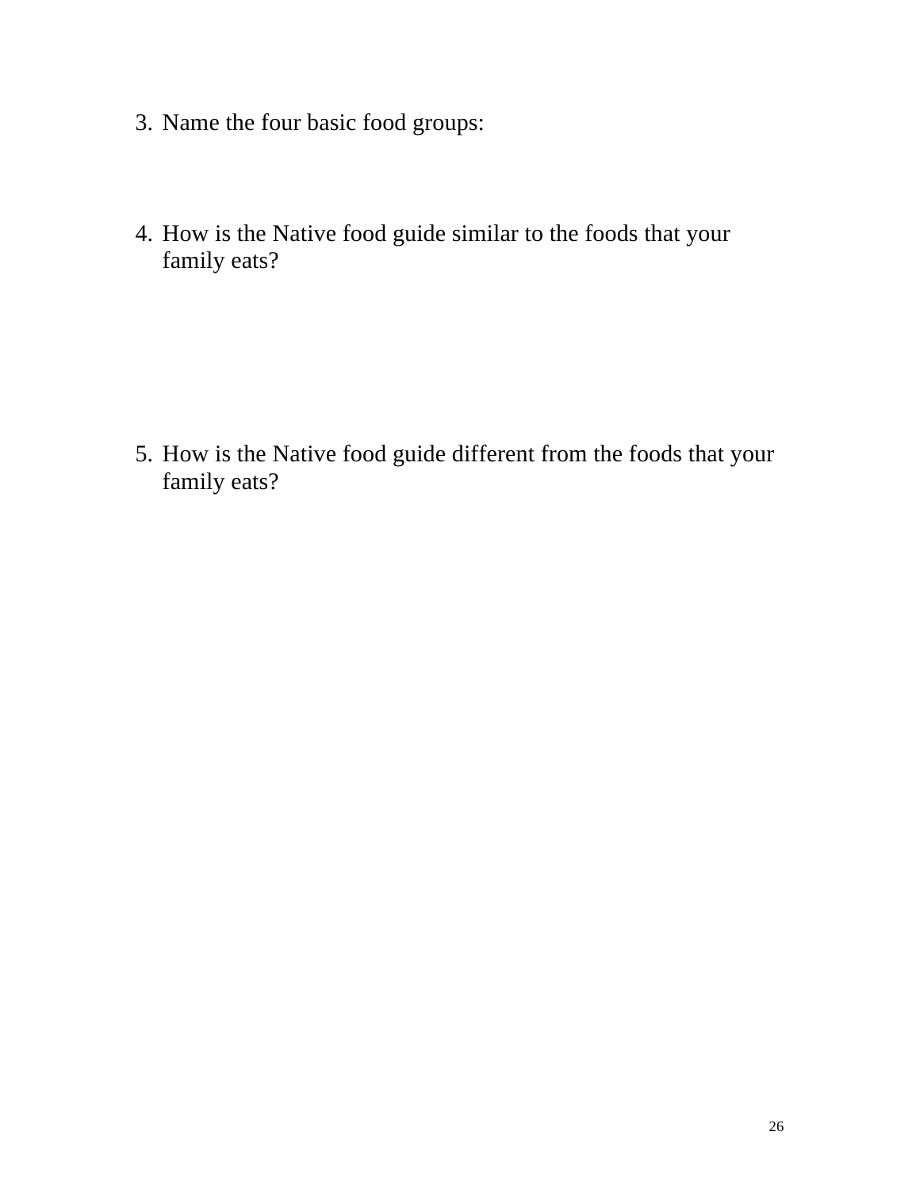3. Name the four basic food groups:

4. How is the Native food guide similar to the foods that your family eats?

5. How is the Native food guide different from the foods that your family eats?